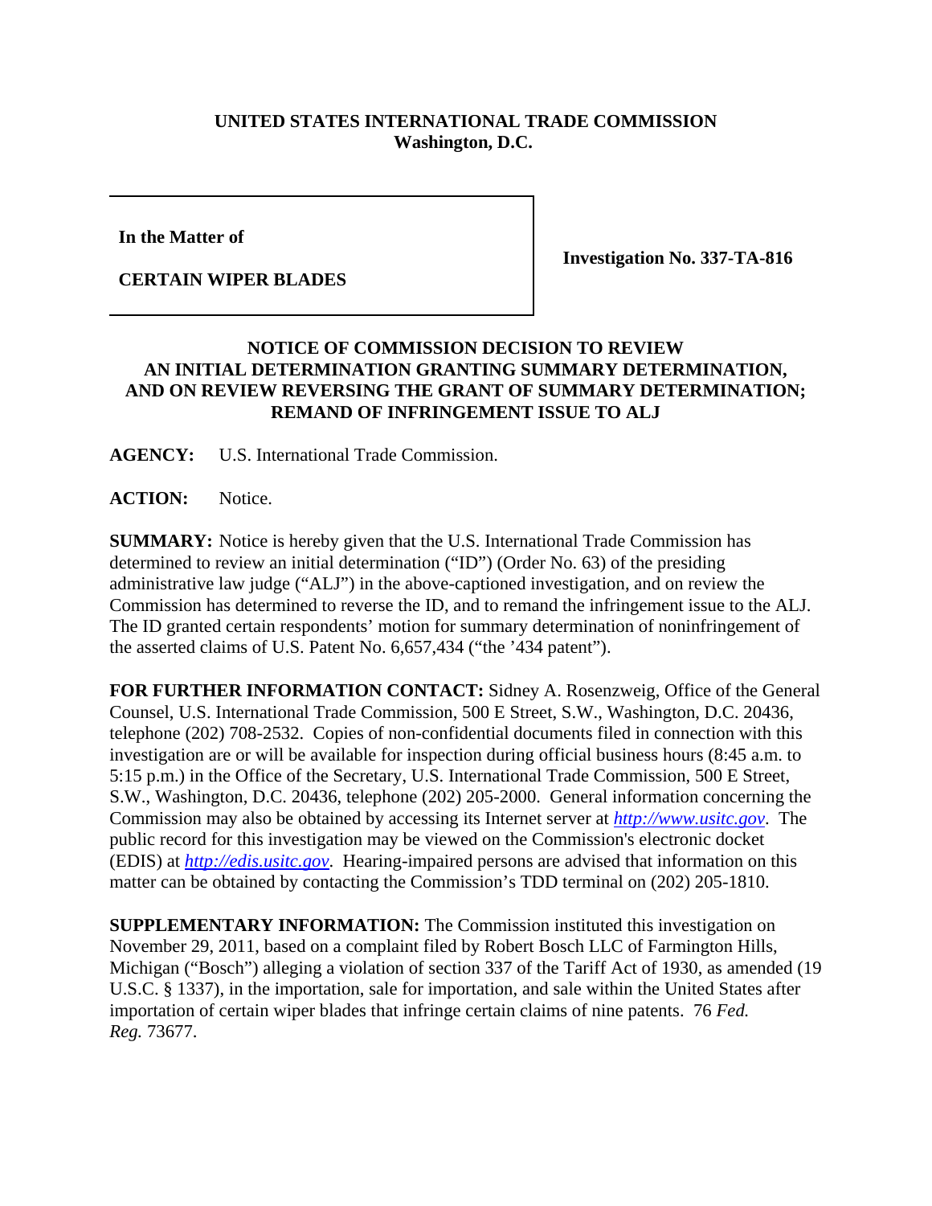**UNITED STATES INTERNATIONAL TRADE COMMISSION**
**Washington, D.C.**

| **In the Matter of** <br> **CERTAIN WIPER BLADES** | **Investigation No. 337-TA-816** |
|---|---|

**NOTICE OF COMMISSION DECISION TO REVIEW AN INITIAL DETERMINATION GRANTING SUMMARY DETERMINATION, AND ON REVIEW REVERSING THE GRANT OF SUMMARY DETERMINATION; REMAND OF INFRINGEMENT ISSUE TO ALJ**

**AGENCY:** U.S. International Trade Commission.

**ACTION:** Notice.

**SUMMARY:** Notice is hereby given that the U.S. International Trade Commission has determined to review an initial determination ("ID") (Order No. 63) of the presiding administrative law judge ("ALJ") in the above-captioned investigation, and on review the Commission has determined to reverse the ID, and to remand the infringement issue to the ALJ. The ID granted certain respondents' motion for summary determination of noninfringement of the asserted claims of U.S. Patent No. 6,657,434 ("the '434 patent").

**FOR FURTHER INFORMATION CONTACT:** Sidney A. Rosenzweig, Office of the General Counsel, U.S. International Trade Commission, 500 E Street, S.W., Washington, D.C. 20436, telephone (202) 708-2532. Copies of non-confidential documents filed in connection with this investigation are or will be available for inspection during official business hours (8:45 a.m. to 5:15 p.m.) in the Office of the Secretary, U.S. International Trade Commission, 500 E Street, S.W., Washington, D.C. 20436, telephone (202) 205-2000. General information concerning the Commission may also be obtained by accessing its Internet server at *http://www.usitc.gov*. The public record for this investigation may be viewed on the Commission's electronic docket (EDIS) at *http://edis.usitc.gov*. Hearing-impaired persons are advised that information on this matter can be obtained by contacting the Commission's TDD terminal on (202) 205-1810.

**SUPPLEMENTARY INFORMATION:** The Commission instituted this investigation on November 29, 2011, based on a complaint filed by Robert Bosch LLC of Farmington Hills, Michigan ("Bosch") alleging a violation of section 337 of the Tariff Act of 1930, as amended (19 U.S.C. § 1337), in the importation, sale for importation, and sale within the United States after importation of certain wiper blades that infringe certain claims of nine patents. 76 *Fed. Reg.* 73677.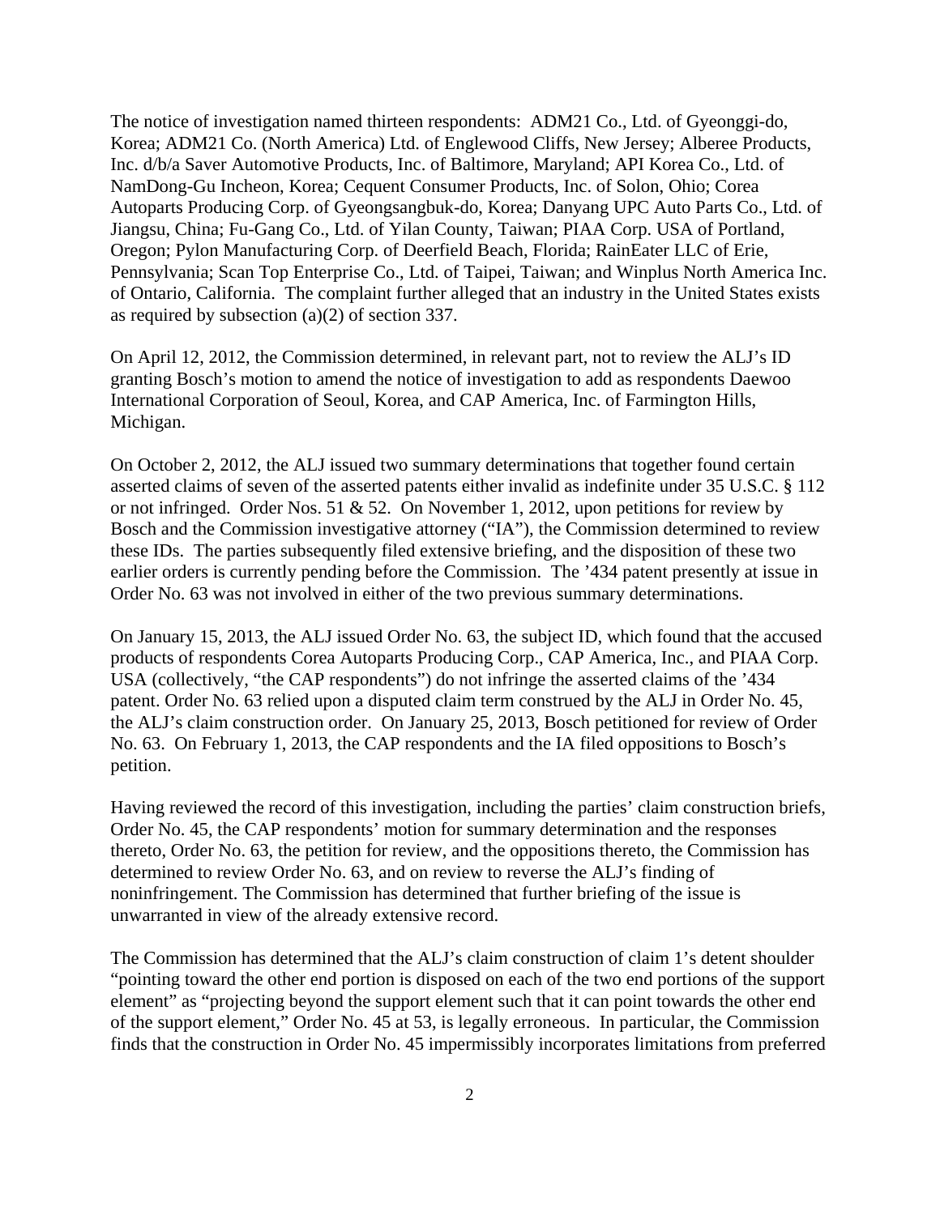The notice of investigation named thirteen respondents: ADM21 Co., Ltd. of Gyeonggi-do, Korea; ADM21 Co. (North America) Ltd. of Englewood Cliffs, New Jersey; Alberee Products, Inc. d/b/a Saver Automotive Products, Inc. of Baltimore, Maryland; API Korea Co., Ltd. of NamDong-Gu Incheon, Korea; Cequent Consumer Products, Inc. of Solon, Ohio; Corea Autoparts Producing Corp. of Gyeongsangbuk-do, Korea; Danyang UPC Auto Parts Co., Ltd. of Jiangsu, China; Fu-Gang Co., Ltd. of Yilan County, Taiwan; PIAA Corp. USA of Portland, Oregon; Pylon Manufacturing Corp. of Deerfield Beach, Florida; RainEater LLC of Erie, Pennsylvania; Scan Top Enterprise Co., Ltd. of Taipei, Taiwan; and Winplus North America Inc. of Ontario, California. The complaint further alleged that an industry in the United States exists as required by subsection (a)(2) of section 337.

On April 12, 2012, the Commission determined, in relevant part, not to review the ALJ's ID granting Bosch's motion to amend the notice of investigation to add as respondents Daewoo International Corporation of Seoul, Korea, and CAP America, Inc. of Farmington Hills, Michigan.

On October 2, 2012, the ALJ issued two summary determinations that together found certain asserted claims of seven of the asserted patents either invalid as indefinite under 35 U.S.C. § 112 or not infringed. Order Nos. 51 & 52. On November 1, 2012, upon petitions for review by Bosch and the Commission investigative attorney ("IA"), the Commission determined to review these IDs. The parties subsequently filed extensive briefing, and the disposition of these two earlier orders is currently pending before the Commission. The '434 patent presently at issue in Order No. 63 was not involved in either of the two previous summary determinations.

On January 15, 2013, the ALJ issued Order No. 63, the subject ID, which found that the accused products of respondents Corea Autoparts Producing Corp., CAP America, Inc., and PIAA Corp. USA (collectively, "the CAP respondents") do not infringe the asserted claims of the '434 patent. Order No. 63 relied upon a disputed claim term construed by the ALJ in Order No. 45, the ALJ's claim construction order. On January 25, 2013, Bosch petitioned for review of Order No. 63. On February 1, 2013, the CAP respondents and the IA filed oppositions to Bosch's petition.

Having reviewed the record of this investigation, including the parties' claim construction briefs, Order No. 45, the CAP respondents' motion for summary determination and the responses thereto, Order No. 63, the petition for review, and the oppositions thereto, the Commission has determined to review Order No. 63, and on review to reverse the ALJ's finding of noninfringement. The Commission has determined that further briefing of the issue is unwarranted in view of the already extensive record.

The Commission has determined that the ALJ's claim construction of claim 1's detent shoulder "pointing toward the other end portion is disposed on each of the two end portions of the support element" as "projecting beyond the support element such that it can point towards the other end of the support element," Order No. 45 at 53, is legally erroneous. In particular, the Commission finds that the construction in Order No. 45 impermissibly incorporates limitations from preferred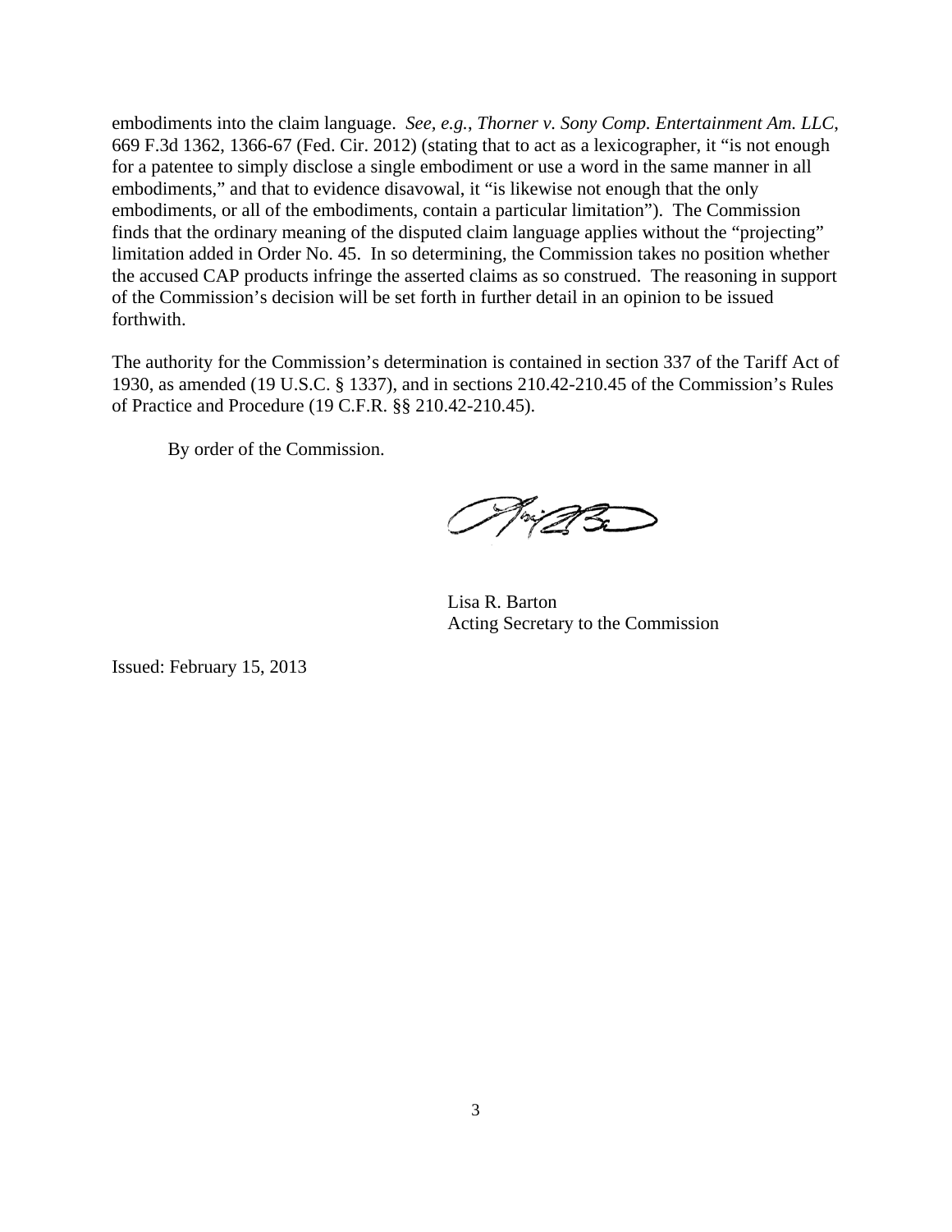embodiments into the claim language. *See, e.g.*, *Thorner v. Sony Comp. Entertainment Am. LLC*, 669 F.3d 1362, 1366-67 (Fed. Cir. 2012) (stating that to act as a lexicographer, it "is not enough for a patentee to simply disclose a single embodiment or use a word in the same manner in all embodiments," and that to evidence disavowal, it "is likewise not enough that the only embodiments, or all of the embodiments, contain a particular limitation"). The Commission finds that the ordinary meaning of the disputed claim language applies without the "projecting" limitation added in Order No. 45. In so determining, the Commission takes no position whether the accused CAP products infringe the asserted claims as so construed. The reasoning in support of the Commission's decision will be set forth in further detail in an opinion to be issued forthwith.

The authority for the Commission's determination is contained in section 337 of the Tariff Act of 1930, as amended (19 U.S.C. § 1337), and in sections 210.42-210.45 of the Commission's Rules of Practice and Procedure (19 C.F.R. §§ 210.42-210.45).

By order of the Commission.

Lisa R. Barton
Acting Secretary to the Commission

Issued: February 15, 2013